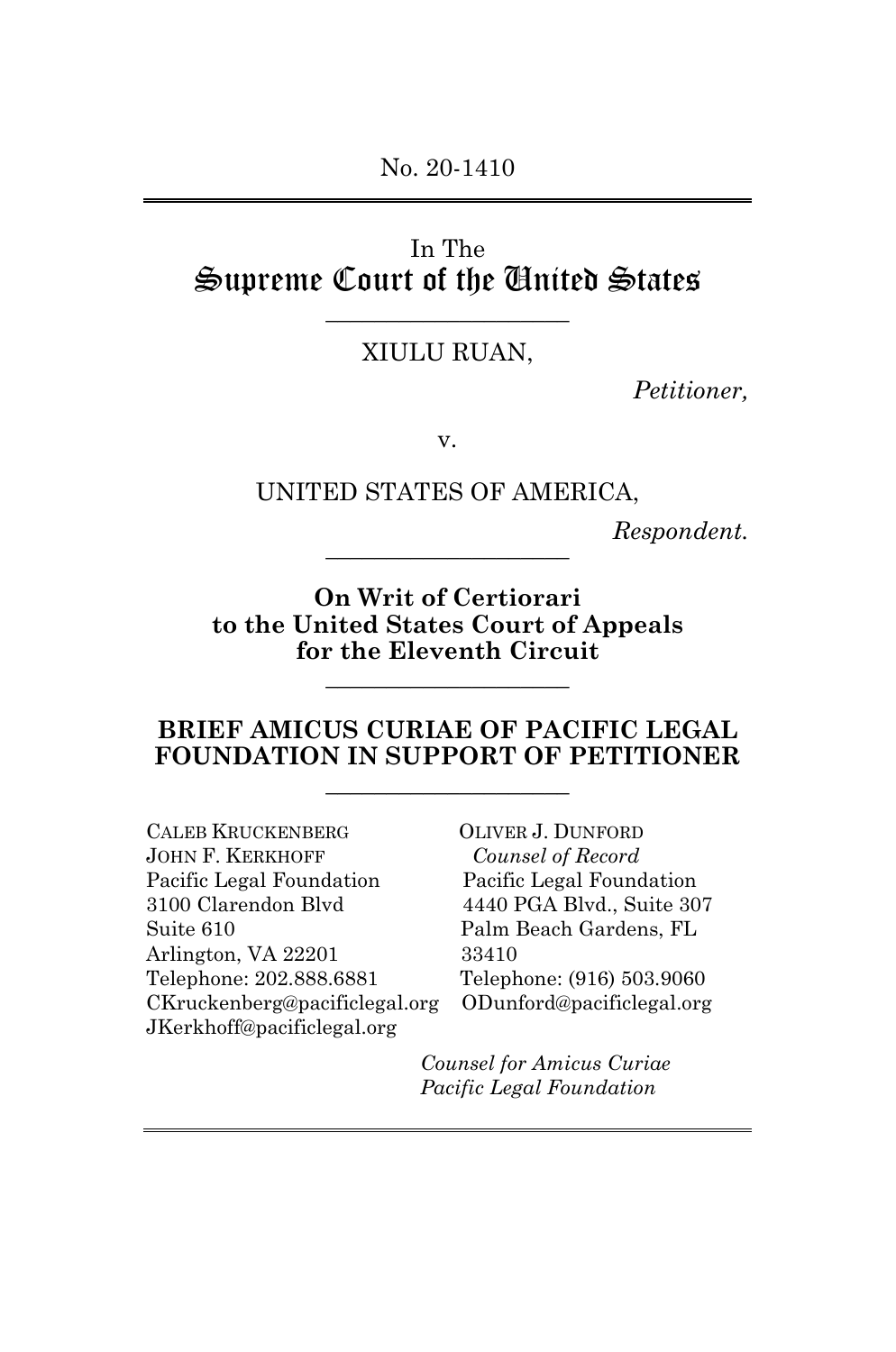No. 20-1410

In The

# Supreme Court of the United States

XIULU RUAN,

*Petitioner,*

v.

UNITED STATES OF AMERICA,

*Respondent.*

**On Writ of Certiorari to the United States Court of Appeals for the Eleventh Circuit**

**BRIEF AMICUS CURIAE OF PACIFIC LEGAL FOUNDATION IN SUPPORT OF PETITIONER**

CALEB KRUCKENBERG
JOHN F. KERKHOFF
Pacific Legal Foundation
3100 Clarendon Blvd
Suite 610
Arlington, VA 22201
Telephone: 202.888.6881
CKruckenberg@pacificlegal.org
JKerkhoff@pacificlegal.org

OLIVER J. DUNFORD
*Counsel of Record*
Pacific Legal Foundation
4440 PGA Blvd., Suite 307
Palm Beach Gardens, FL 33410
Telephone: (916) 503.9060
ODunford@pacificlegal.org

*Counsel for Amicus Curiae Pacific Legal Foundation*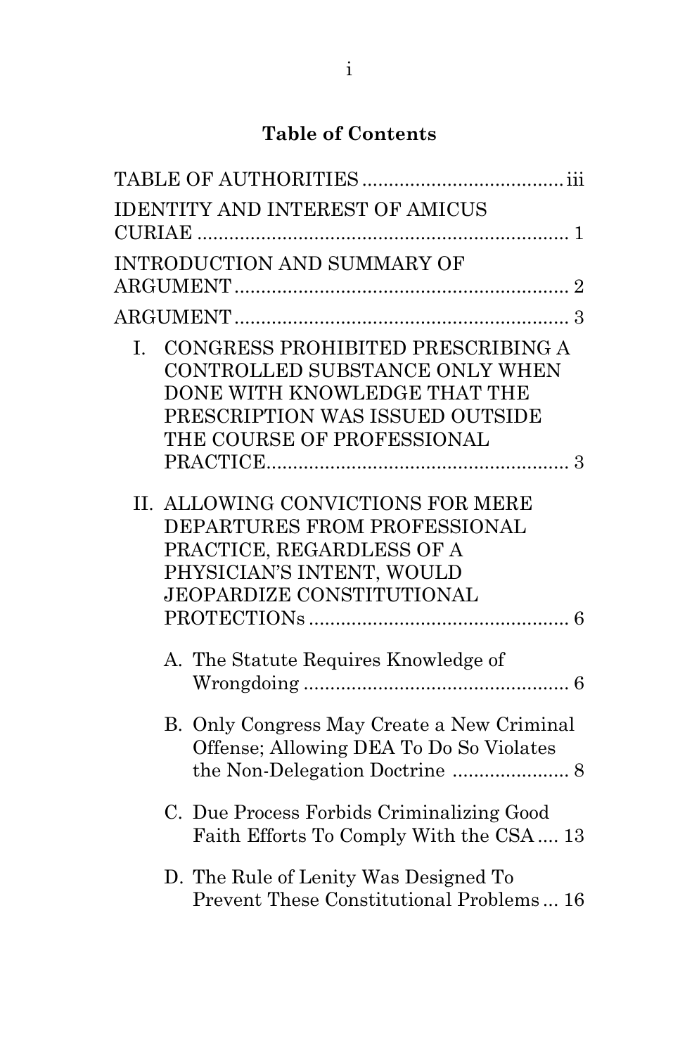# Table of Contents

TABLE OF AUTHORITIES ........................................ iii

IDENTITY AND INTEREST OF AMICUS CURIAE ........................................ 1

INTRODUCTION AND SUMMARY OF ARGUMENT ........................................ 2

ARGUMENT ........................................ 3

I. CONGRESS PROHIBITED PRESCRIBING A CONTROLLED SUBSTANCE ONLY WHEN DONE WITH KNOWLEDGE THAT THE PRESCRIPTION WAS ISSUED OUTSIDE THE COURSE OF PROFESSIONAL PRACTICE ........................................ 3

II. ALLOWING CONVICTIONS FOR MERE DEPARTURES FROM PROFESSIONAL PRACTICE, REGARDLESS OF A PHYSICIAN'S INTENT, WOULD JEOPARDIZE CONSTITUTIONAL PROTECTIONs ........................................ 6

   A. The Statute Requires Knowledge of Wrongdoing ........................................ 6

   B. Only Congress May Create a New Criminal Offense; Allowing DEA To Do So Violates the Non-Delegation Doctrine ........................................ 8

   C. Due Process Forbids Criminalizing Good Faith Efforts To Comply With the CSA .... 13

   D. The Rule of Lenity Was Designed To Prevent These Constitutional Problems ... 16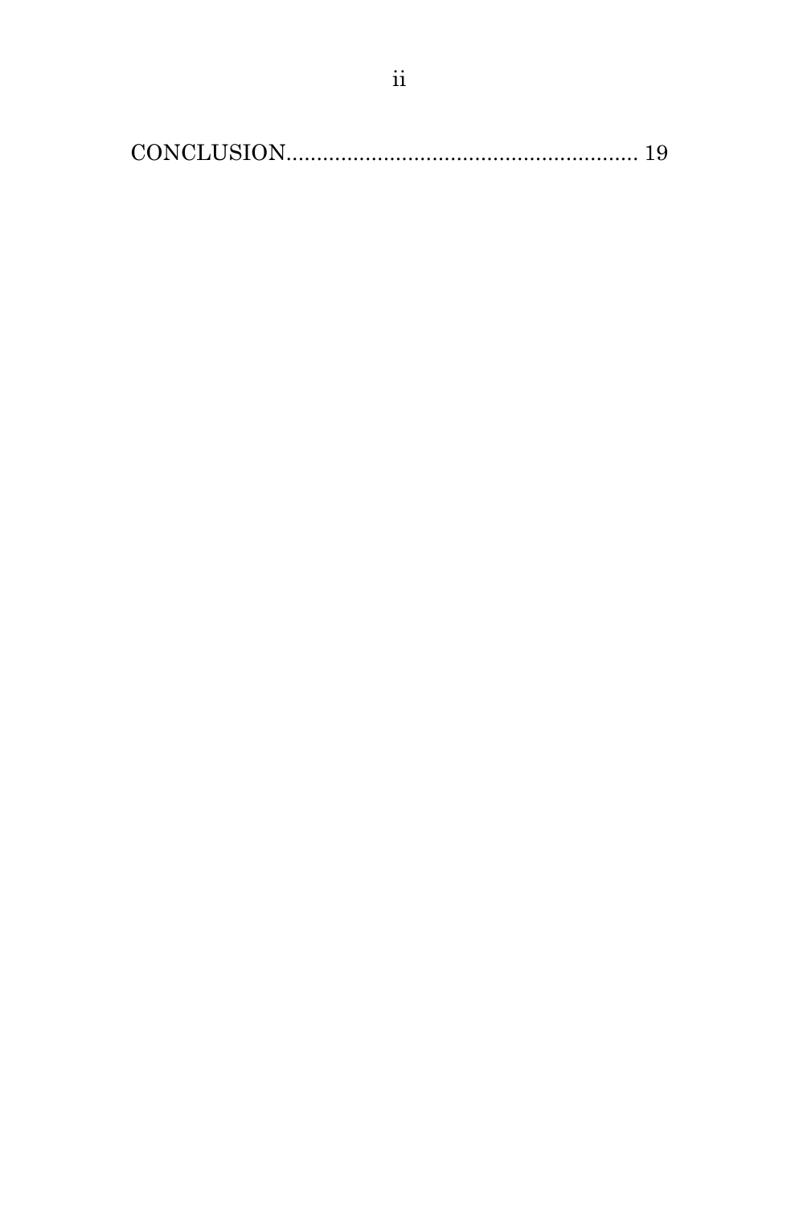CONCLUSION............................................................ 19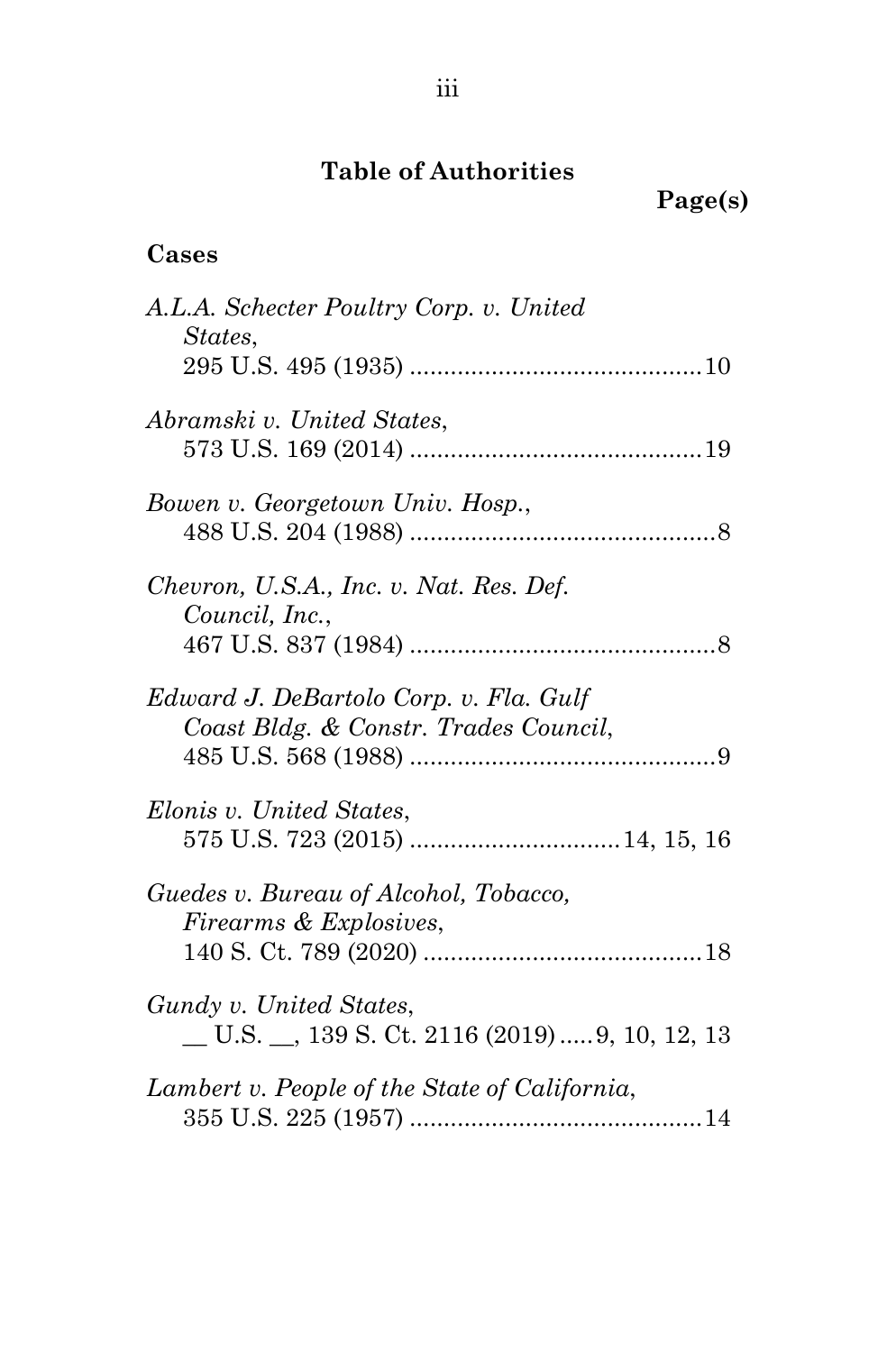## Table of Authorities

**Page(s)**

### Cases

*A.L.A. Schecter Poultry Corp. v. United States*,
295 U.S. 495 (1935) .......................................... 10

*Abramski v. United States*,
573 U.S. 169 (2014) .......................................... 19

*Bowen v. Georgetown Univ. Hosp.*,
488 U.S. 204 (1988) .......................................... 8

*Chevron, U.S.A., Inc. v. Nat. Res. Def. Council, Inc.*,
467 U.S. 837 (1984) .......................................... 8

*Edward J. DeBartolo Corp. v. Fla. Gulf Coast Bldg. & Constr. Trades Council*,
485 U.S. 568 (1988) .......................................... 9

*Elonis v. United States*,
575 U.S. 723 (2015) .............................. 14, 15, 16

*Guedes v. Bureau of Alcohol, Tobacco, Firearms & Explosives*,
140 S. Ct. 789 (2020) ........................................ 18

*Gundy v. United States*,
__ U.S. __, 139 S. Ct. 2116 (2019) ..... 9, 10, 12, 13

*Lambert v. People of the State of California*,
355 U.S. 225 (1957) .......................................... 14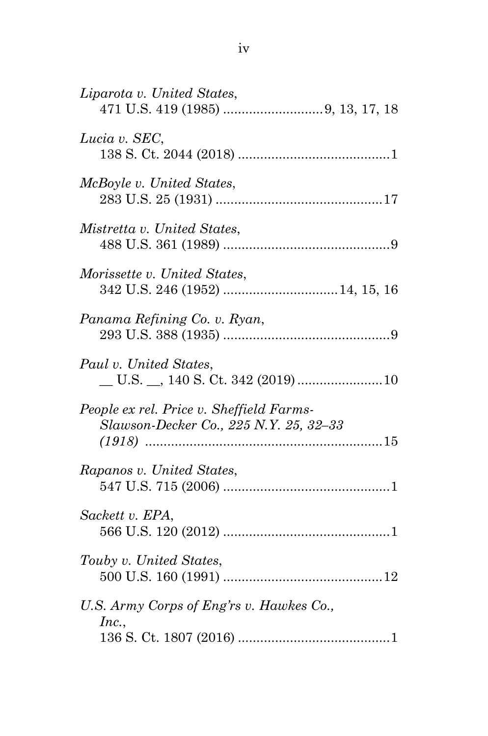*Liparota v. United States*,
471 U.S. 419 (1985) ..........................9, 13, 17, 18

*Lucia v. SEC*,
138 S. Ct. 2044 (2018) .........................................1

*McBoyle v. United States*,
283 U.S. 25 (1931) .............................................17

*Mistretta v. United States*,
488 U.S. 361 (1989) .............................................9

*Morissette v. United States*,
342 U.S. 246 (1952) ..............................14, 15, 16

*Panama Refining Co. v. Ryan*,
293 U.S. 388 (1935) .............................................9

*Paul v. United States*,
__ U.S. __, 140 S. Ct. 342 (2019) .......................10

*People ex rel. Price v. Sheffield Farms-Slawson-Decker Co., 225 N.Y. 25, 32–33 (1918)* ................................................................15

*Rapanos v. United States*,
547 U.S. 715 (2006) .............................................1

*Sackett v. EPA*,
566 U.S. 120 (2012) .............................................1

*Touby v. United States*,
500 U.S. 160 (1991) ...........................................12

*U.S. Army Corps of Eng'rs v. Hawkes Co., Inc.*,
136 S. Ct. 1807 (2016) .........................................1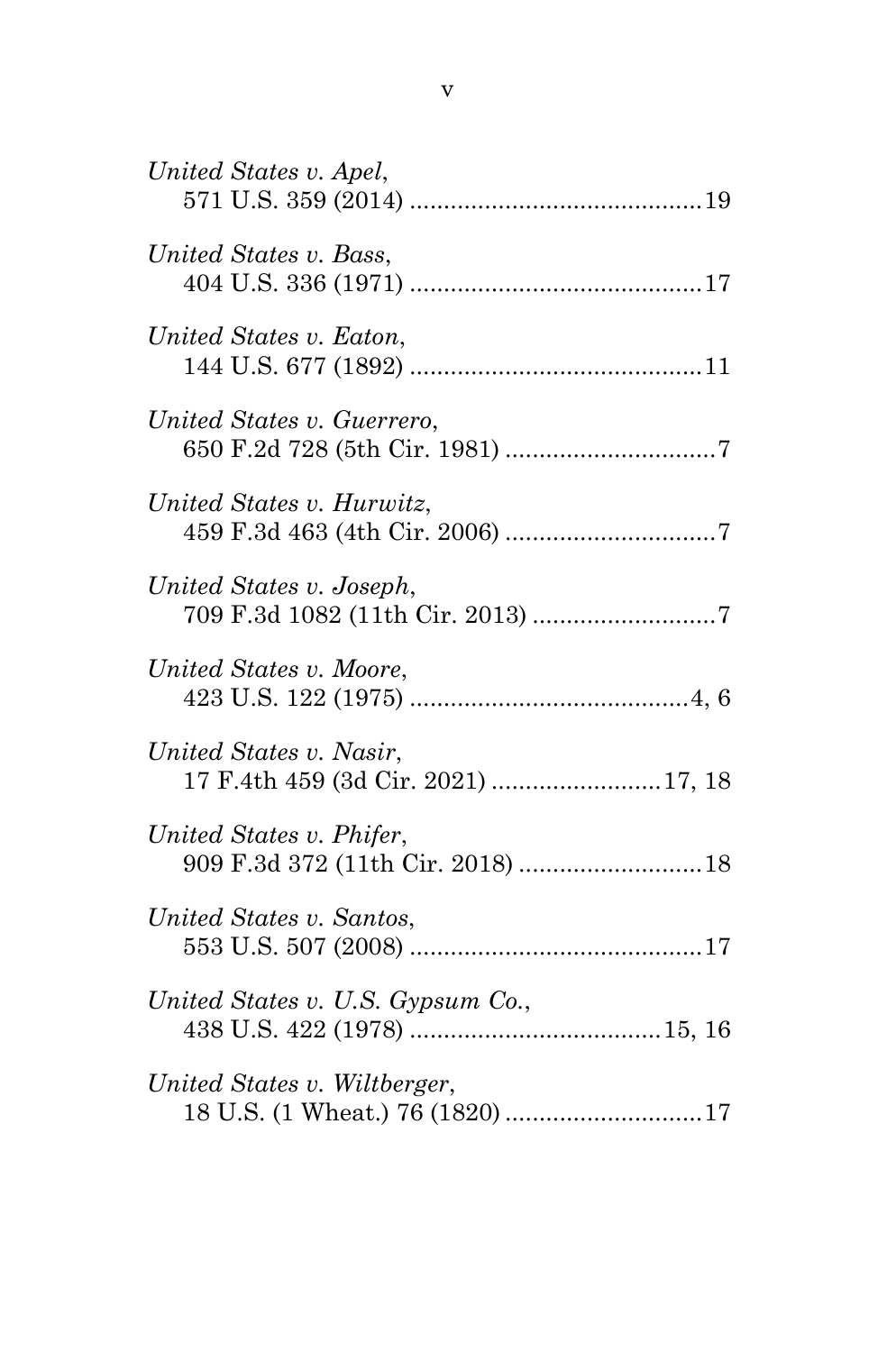*United States v. Apel*,
571 U.S. 359 (2014) ............................................19

*United States v. Bass*,
404 U.S. 336 (1971) ............................................17

*United States v. Eaton*,
144 U.S. 677 (1892) ............................................11

*United States v. Guerrero*,
650 F.2d 728 (5th Cir. 1981) ...............................7

*United States v. Hurwitz*,
459 F.3d 463 (4th Cir. 2006) ...............................7

*United States v. Joseph*,
709 F.3d 1082 (11th Cir. 2013) ...........................7

*United States v. Moore*,
423 U.S. 122 (1975) ..........................................4, 6

*United States v. Nasir*,
17 F.4th 459 (3d Cir. 2021) .........................17, 18

*United States v. Phifer*,
909 F.3d 372 (11th Cir. 2018) ...........................18

*United States v. Santos*,
553 U.S. 507 (2008) ............................................17

*United States v. U.S. Gypsum Co.*,
438 U.S. 422 (1978) .....................................15, 16

*United States v. Wiltberger*,
18 U.S. (1 Wheat.) 76 (1820) .............................17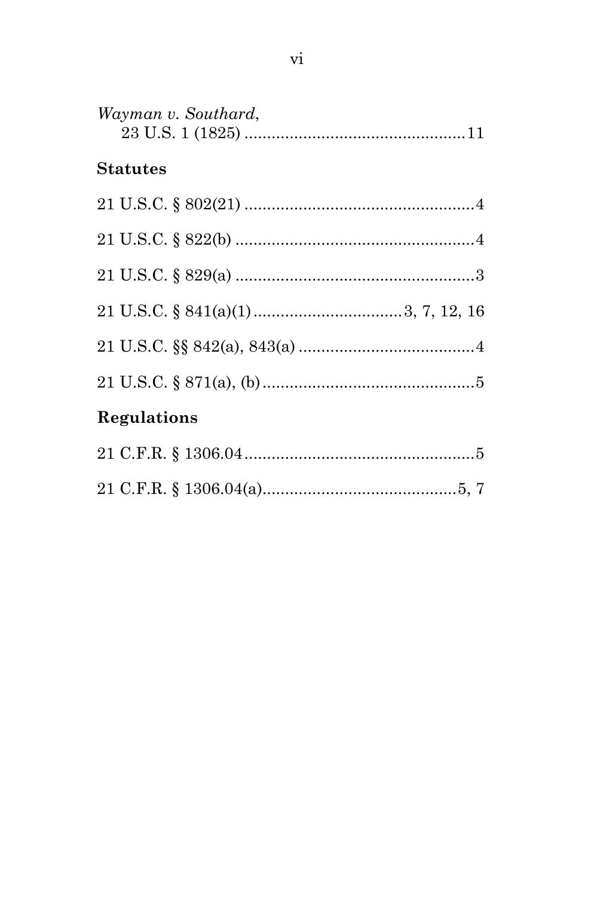*Wayman v. Southard*,
23 U.S. 1 (1825) ..................................................11

**Statutes**

21 U.S.C. § 802(21) ....................................................4

21 U.S.C. § 822(b) ......................................................4

21 U.S.C. § 829(a) ......................................................3

21 U.S.C. § 841(a)(1) .................................3, 7, 12, 16

21 U.S.C. §§ 842(a), 843(a) ........................................4

21 U.S.C. § 871(a), (b) ................................................5

**Regulations**

21 C.F.R. § 1306.04 ....................................................5

21 C.F.R. § 1306.04(a)...........................................5, 7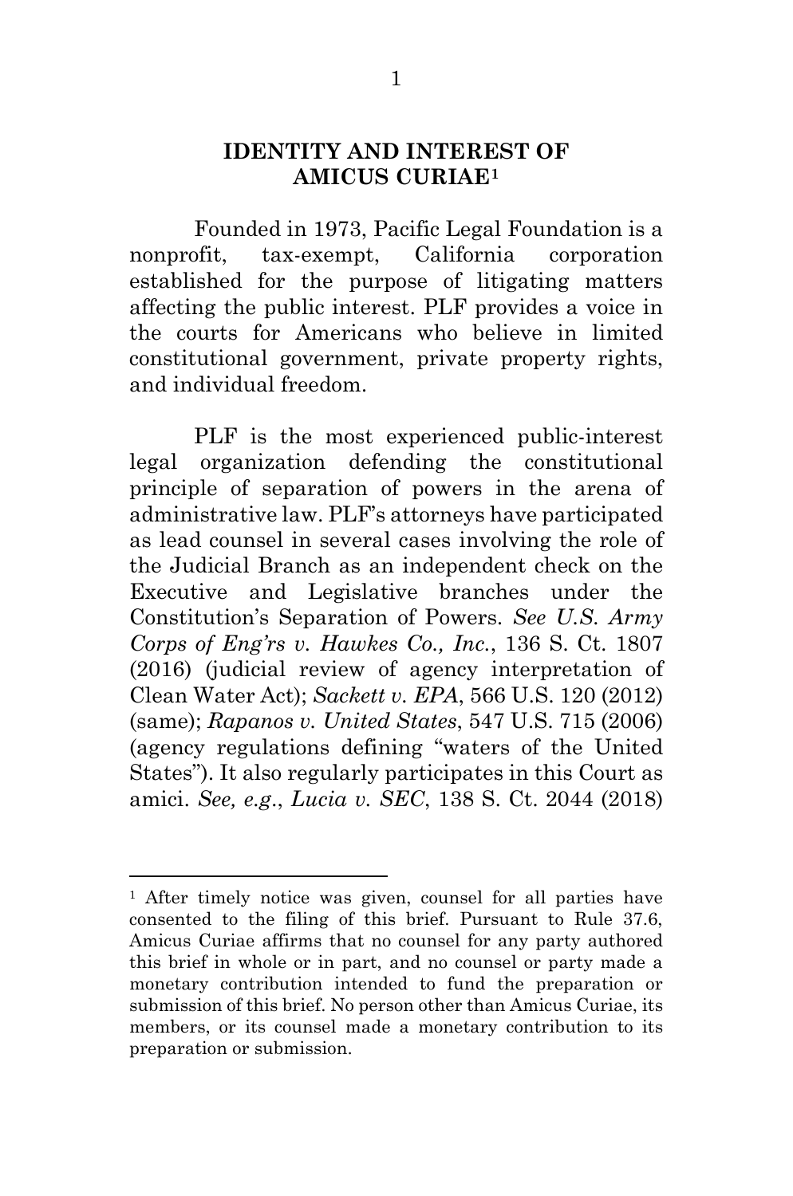## IDENTITY AND INTEREST OF AMICUS CURIAE[1]

Founded in 1973, Pacific Legal Foundation is a nonprofit, tax-exempt, California corporation established for the purpose of litigating matters affecting the public interest. PLF provides a voice in the courts for Americans who believe in limited constitutional government, private property rights, and individual freedom.

PLF is the most experienced public-interest legal organization defending the constitutional principle of separation of powers in the arena of administrative law. PLF's attorneys have participated as lead counsel in several cases involving the role of the Judicial Branch as an independent check on the Executive and Legislative branches under the Constitution's Separation of Powers. *See U.S. Army Corps of Eng'rs v. Hawkes Co., Inc.*, 136 S. Ct. 1807 (2016) (judicial review of agency interpretation of Clean Water Act); *Sackett v. EPA*, 566 U.S. 120 (2012) (same); *Rapanos v. United States*, 547 U.S. 715 (2006) (agency regulations defining "waters of the United States"). It also regularly participates in this Court as amici. *See, e.g.*, *Lucia v. SEC*, 138 S. Ct. 2044 (2018)

---

[1] After timely notice was given, counsel for all parties have consented to the filing of this brief. Pursuant to Rule 37.6, Amicus Curiae affirms that no counsel for any party authored this brief in whole or in part, and no counsel or party made a monetary contribution intended to fund the preparation or submission of this brief. No person other than Amicus Curiae, its members, or its counsel made a monetary contribution to its preparation or submission.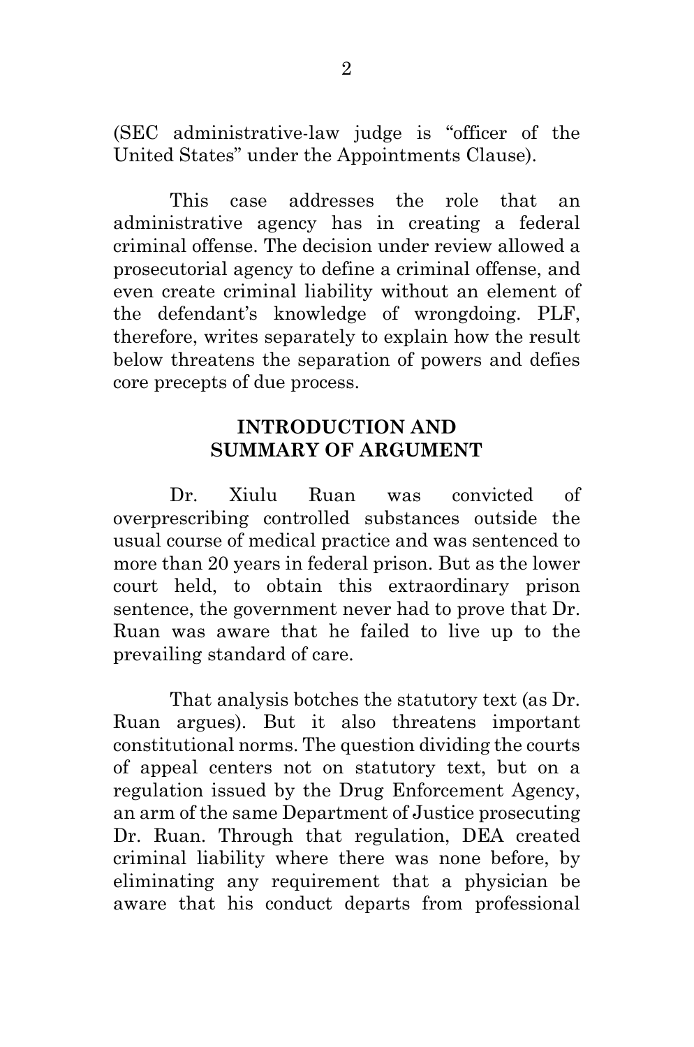(SEC administrative-law judge is "officer of the United States" under the Appointments Clause).

This case addresses the role that an administrative agency has in creating a federal criminal offense. The decision under review allowed a prosecutorial agency to define a criminal offense, and even create criminal liability without an element of the defendant's knowledge of wrongdoing. PLF, therefore, writes separately to explain how the result below threatens the separation of powers and defies core precepts of due process.

## INTRODUCTION AND SUMMARY OF ARGUMENT

Dr. Xiulu Ruan was convicted of overprescribing controlled substances outside the usual course of medical practice and was sentenced to more than 20 years in federal prison. But as the lower court held, to obtain this extraordinary prison sentence, the government never had to prove that Dr. Ruan was aware that he failed to live up to the prevailing standard of care.

That analysis botches the statutory text (as Dr. Ruan argues). But it also threatens important constitutional norms. The question dividing the courts of appeal centers not on statutory text, but on a regulation issued by the Drug Enforcement Agency, an arm of the same Department of Justice prosecuting Dr. Ruan. Through that regulation, DEA created criminal liability where there was none before, by eliminating any requirement that a physician be aware that his conduct departs from professional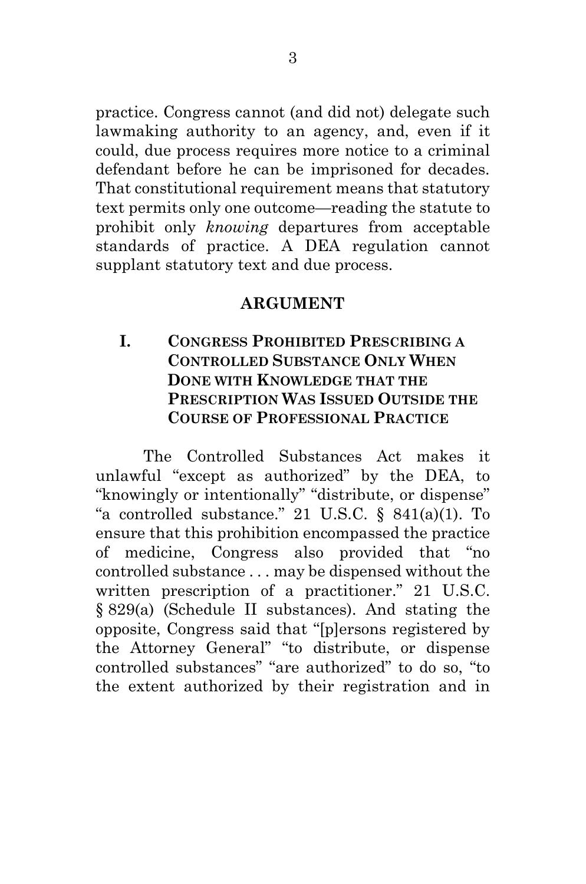practice. Congress cannot (and did not) delegate such lawmaking authority to an agency, and, even if it could, due process requires more notice to a criminal defendant before he can be imprisoned for decades. That constitutional requirement means that statutory text permits only one outcome—reading the statute to prohibit only *knowing* departures from acceptable standards of practice. A DEA regulation cannot supplant statutory text and due process.

## ARGUMENT

### I. CONGRESS PROHIBITED PRESCRIBING A CONTROLLED SUBSTANCE ONLY WHEN DONE WITH KNOWLEDGE THAT THE PRESCRIPTION WAS ISSUED OUTSIDE THE COURSE OF PROFESSIONAL PRACTICE

The Controlled Substances Act makes it unlawful "except as authorized" by the DEA, to "knowingly or intentionally" "distribute, or dispense" "a controlled substance." 21 U.S.C. § 841(a)(1). To ensure that this prohibition encompassed the practice of medicine, Congress also provided that "no controlled substance . . . may be dispensed without the written prescription of a practitioner." 21 U.S.C. § 829(a) (Schedule II substances). And stating the opposite, Congress said that "[p]ersons registered by the Attorney General" "to distribute, or dispense controlled substances" "are authorized" to do so, "to the extent authorized by their registration and in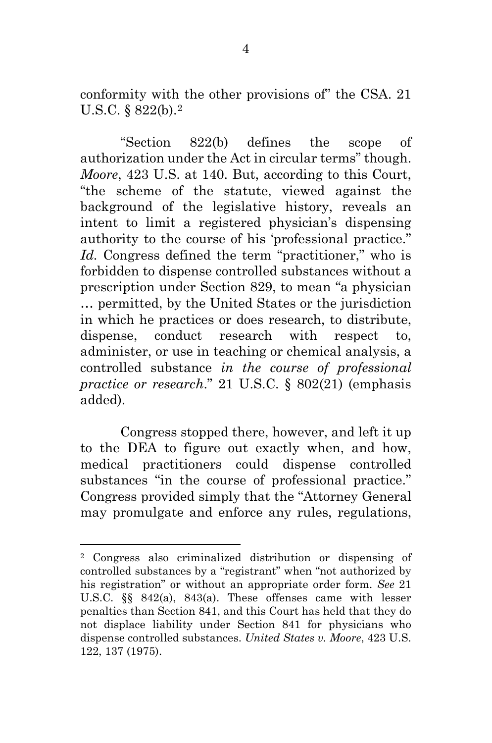conformity with the other provisions of" the CSA. 21 U.S.C. § 822(b).[2]

"Section 822(b) defines the scope of authorization under the Act in circular terms" though. *Moore*, 423 U.S. at 140. But, according to this Court, "the scheme of the statute, viewed against the background of the legislative history, reveals an intent to limit a registered physician's dispensing authority to the course of his 'professional practice.'" *Id.* Congress defined the term "practitioner," who is forbidden to dispense controlled substances without a prescription under Section 829, to mean "a physician … permitted, by the United States or the jurisdiction in which he practices or does research, to distribute, dispense, conduct research with respect to, administer, or use in teaching or chemical analysis, a controlled substance *in the course of professional practice or research*." 21 U.S.C. § 802(21) (emphasis added).

Congress stopped there, however, and left it up to the DEA to figure out exactly when, and how, medical practitioners could dispense controlled substances "in the course of professional practice." Congress provided simply that the "Attorney General may promulgate and enforce any rules, regulations,

---

[2] Congress also criminalized distribution or dispensing of controlled substances by a "registrant" when "not authorized by his registration" or without an appropriate order form. *See* 21 U.S.C. §§ 842(a), 843(a). These offenses came with lesser penalties than Section 841, and this Court has held that they do not displace liability under Section 841 for physicians who dispense controlled substances. *United States v. Moore*, 423 U.S. 122, 137 (1975).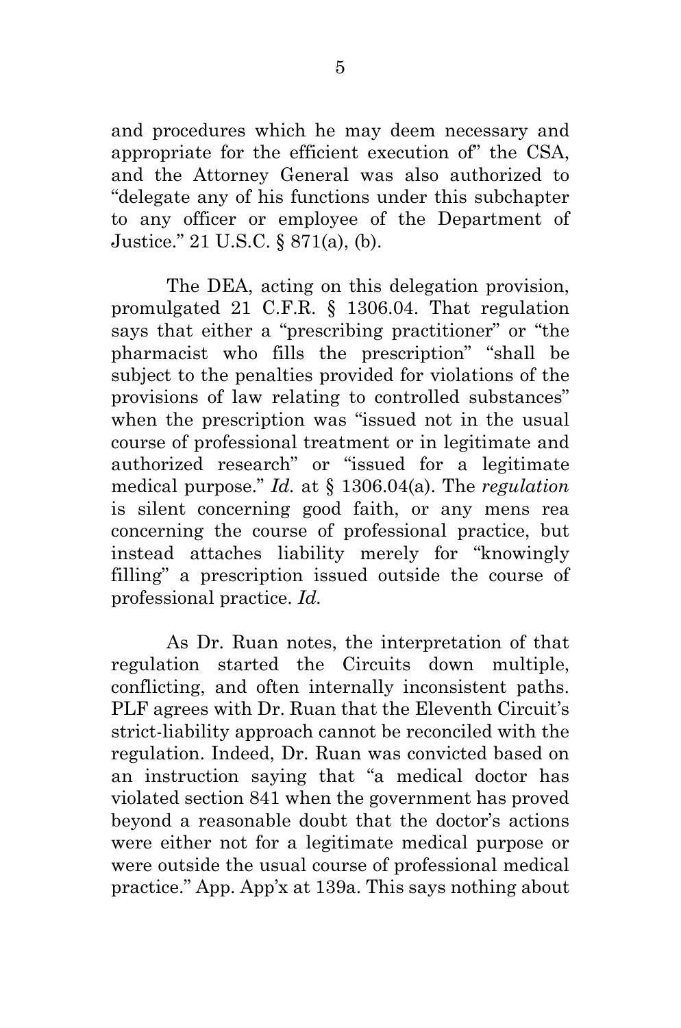and procedures which he may deem necessary and appropriate for the efficient execution of" the CSA, and the Attorney General was also authorized to "delegate any of his functions under this subchapter to any officer or employee of the Department of Justice." 21 U.S.C. § 871(a), (b).

The DEA, acting on this delegation provision, promulgated 21 C.F.R. § 1306.04. That regulation says that either a "prescribing practitioner" or "the pharmacist who fills the prescription" "shall be subject to the penalties provided for violations of the provisions of law relating to controlled substances" when the prescription was "issued not in the usual course of professional treatment or in legitimate and authorized research" or "issued for a legitimate medical purpose." *Id.* at § 1306.04(a). The *regulation* is silent concerning good faith, or any mens rea concerning the course of professional practice, but instead attaches liability merely for "knowingly filling" a prescription issued outside the course of professional practice. *Id.*

As Dr. Ruan notes, the interpretation of that regulation started the Circuits down multiple, conflicting, and often internally inconsistent paths. PLF agrees with Dr. Ruan that the Eleventh Circuit's strict-liability approach cannot be reconciled with the regulation. Indeed, Dr. Ruan was convicted based on an instruction saying that "a medical doctor has violated section 841 when the government has proved beyond a reasonable doubt that the doctor's actions were either not for a legitimate medical purpose or were outside the usual course of professional medical practice." App. App'x at 139a. This says nothing about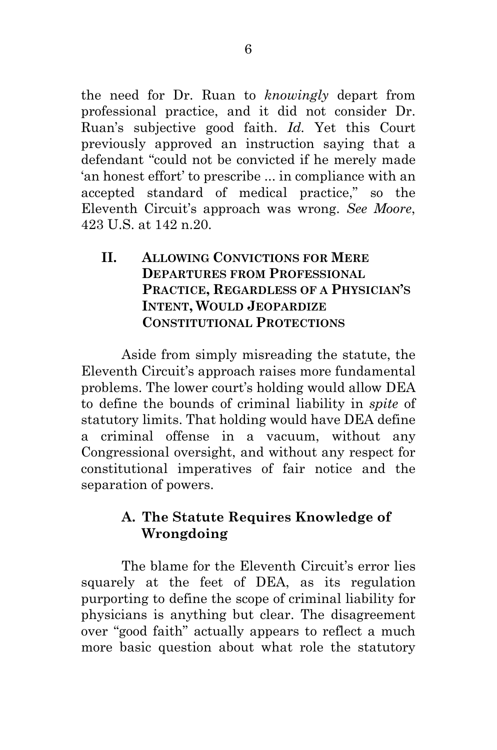the need for Dr. Ruan to *knowingly* depart from professional practice, and it did not consider Dr. Ruan's subjective good faith. *Id.* Yet this Court previously approved an instruction saying that a defendant "could not be convicted if he merely made 'an honest effort' to prescribe ... in compliance with an accepted standard of medical practice," so the Eleventh Circuit's approach was wrong. *See Moore*, 423 U.S. at 142 n.20.

## II. ALLOWING CONVICTIONS FOR MERE DEPARTURES FROM PROFESSIONAL PRACTICE, REGARDLESS OF A PHYSICIAN'S INTENT, WOULD JEOPARDIZE CONSTITUTIONAL PROTECTIONS

Aside from simply misreading the statute, the Eleventh Circuit's approach raises more fundamental problems. The lower court's holding would allow DEA to define the bounds of criminal liability in *spite* of statutory limits. That holding would have DEA define a criminal offense in a vacuum, without any Congressional oversight, and without any respect for constitutional imperatives of fair notice and the separation of powers.

### A. The Statute Requires Knowledge of Wrongdoing

The blame for the Eleventh Circuit's error lies squarely at the feet of DEA, as its regulation purporting to define the scope of criminal liability for physicians is anything but clear. The disagreement over "good faith" actually appears to reflect a much more basic question about what role the statutory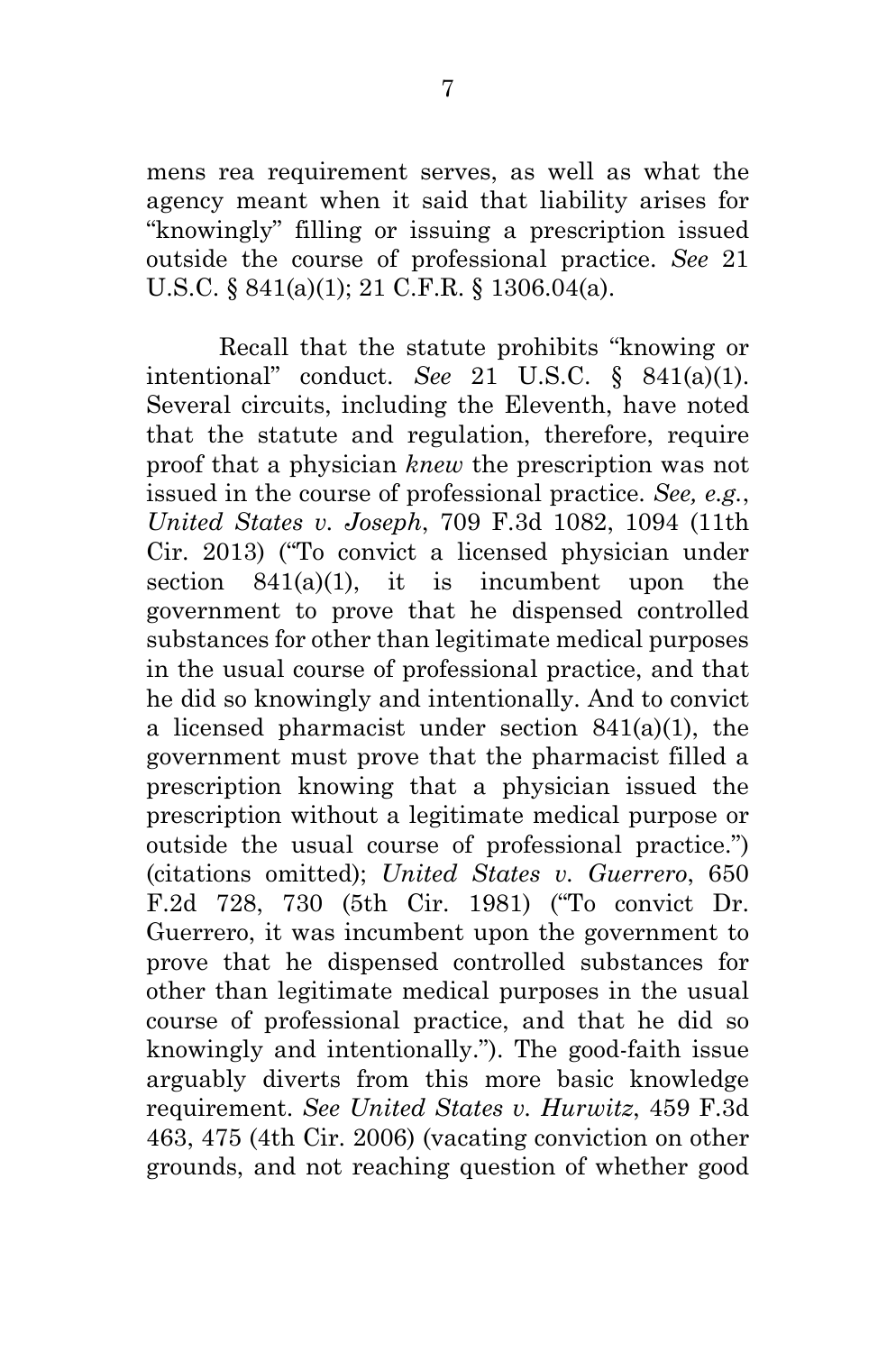mens rea requirement serves, as well as what the agency meant when it said that liability arises for "knowingly" filling or issuing a prescription issued outside the course of professional practice. *See* 21 U.S.C. § 841(a)(1); 21 C.F.R. § 1306.04(a).

Recall that the statute prohibits "knowing or intentional" conduct. *See* 21 U.S.C. § 841(a)(1). Several circuits, including the Eleventh, have noted that the statute and regulation, therefore, require proof that a physician *knew* the prescription was not issued in the course of professional practice. *See, e.g.*, *United States v. Joseph*, 709 F.3d 1082, 1094 (11th Cir. 2013) ("To convict a licensed physician under section 841(a)(1), it is incumbent upon the government to prove that he dispensed controlled substances for other than legitimate medical purposes in the usual course of professional practice, and that he did so knowingly and intentionally. And to convict a licensed pharmacist under section 841(a)(1), the government must prove that the pharmacist filled a prescription knowing that a physician issued the prescription without a legitimate medical purpose or outside the usual course of professional practice.") (citations omitted); *United States v. Guerrero*, 650 F.2d 728, 730 (5th Cir. 1981) ("To convict Dr. Guerrero, it was incumbent upon the government to prove that he dispensed controlled substances for other than legitimate medical purposes in the usual course of professional practice, and that he did so knowingly and intentionally."). The good-faith issue arguably diverts from this more basic knowledge requirement. *See United States v. Hurwitz*, 459 F.3d 463, 475 (4th Cir. 2006) (vacating conviction on other grounds, and not reaching question of whether good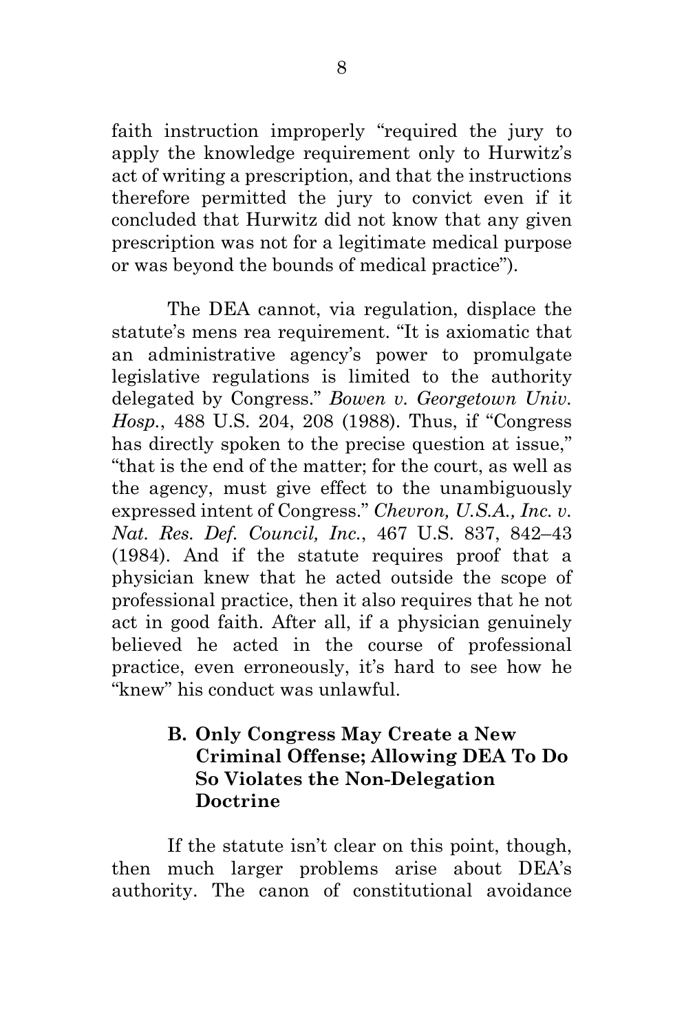faith instruction improperly "required the jury to apply the knowledge requirement only to Hurwitz's act of writing a prescription, and that the instructions therefore permitted the jury to convict even if it concluded that Hurwitz did not know that any given prescription was not for a legitimate medical purpose or was beyond the bounds of medical practice").

The DEA cannot, via regulation, displace the statute's mens rea requirement. "It is axiomatic that an administrative agency's power to promulgate legislative regulations is limited to the authority delegated by Congress." *Bowen v. Georgetown Univ. Hosp.*, 488 U.S. 204, 208 (1988). Thus, if "Congress has directly spoken to the precise question at issue," "that is the end of the matter; for the court, as well as the agency, must give effect to the unambiguously expressed intent of Congress." *Chevron, U.S.A., Inc. v. Nat. Res. Def. Council, Inc.*, 467 U.S. 837, 842–43 (1984). And if the statute requires proof that a physician knew that he acted outside the scope of professional practice, then it also requires that he not act in good faith. After all, if a physician genuinely believed he acted in the course of professional practice, even erroneously, it's hard to see how he "knew" his conduct was unlawful.

### B. Only Congress May Create a New Criminal Offense; Allowing DEA To Do So Violates the Non-Delegation Doctrine

If the statute isn't clear on this point, though, then much larger problems arise about DEA's authority. The canon of constitutional avoidance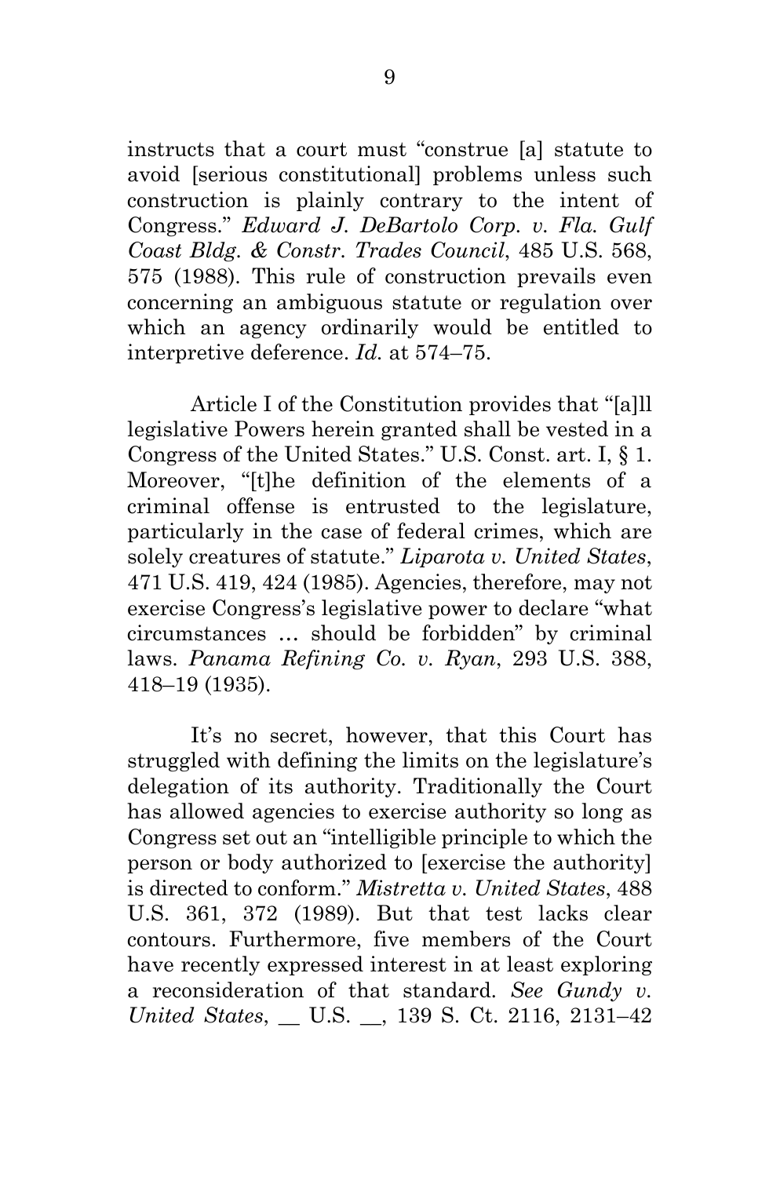instructs that a court must "construe [a] statute to avoid [serious constitutional] problems unless such construction is plainly contrary to the intent of Congress." *Edward J. DeBartolo Corp. v. Fla. Gulf Coast Bldg. & Constr. Trades Council*, 485 U.S. 568, 575 (1988). This rule of construction prevails even concerning an ambiguous statute or regulation over which an agency ordinarily would be entitled to interpretive deference. *Id.* at 574–75.

Article I of the Constitution provides that "[a]ll legislative Powers herein granted shall be vested in a Congress of the United States." U.S. Const. art. I, § 1. Moreover, "[t]he definition of the elements of a criminal offense is entrusted to the legislature, particularly in the case of federal crimes, which are solely creatures of statute." *Liparota v. United States*, 471 U.S. 419, 424 (1985). Agencies, therefore, may not exercise Congress's legislative power to declare "what circumstances … should be forbidden" by criminal laws. *Panama Refining Co. v. Ryan*, 293 U.S. 388, 418–19 (1935).

It's no secret, however, that this Court has struggled with defining the limits on the legislature's delegation of its authority. Traditionally the Court has allowed agencies to exercise authority so long as Congress set out an "intelligible principle to which the person or body authorized to [exercise the authority] is directed to conform." *Mistretta v. United States*, 488 U.S. 361, 372 (1989). But that test lacks clear contours. Furthermore, five members of the Court have recently expressed interest in at least exploring a reconsideration of that standard. *See Gundy v. United States*, __ U.S. __, 139 S. Ct. 2116, 2131–42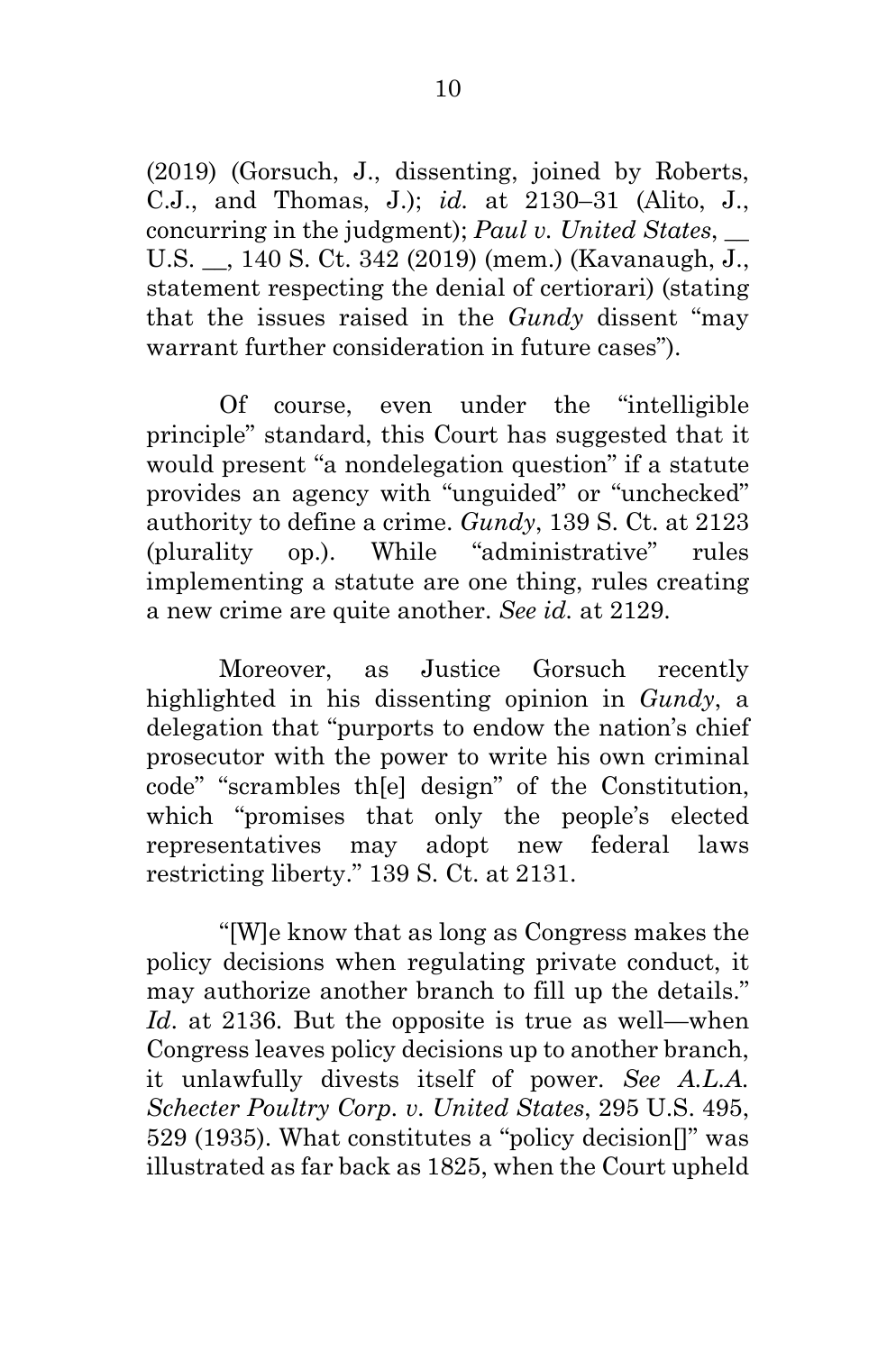(2019) (Gorsuch, J., dissenting, joined by Roberts, C.J., and Thomas, J.); *id.* at 2130–31 (Alito, J., concurring in the judgment); *Paul v. United States*, __ U.S. __, 140 S. Ct. 342 (2019) (mem.) (Kavanaugh, J., statement respecting the denial of certiorari) (stating that the issues raised in the *Gundy* dissent "may warrant further consideration in future cases").

Of course, even under the "intelligible principle" standard, this Court has suggested that it would present "a nondelegation question" if a statute provides an agency with "unguided" or "unchecked" authority to define a crime. *Gundy*, 139 S. Ct. at 2123 (plurality op.). While "administrative" rules implementing a statute are one thing, rules creating a new crime are quite another. *See id.* at 2129.

Moreover, as Justice Gorsuch recently highlighted in his dissenting opinion in *Gundy*, a delegation that "purports to endow the nation's chief prosecutor with the power to write his own criminal code" "scrambles th[e] design" of the Constitution, which "promises that only the people's elected representatives may adopt new federal laws restricting liberty." 139 S. Ct. at 2131.

"[W]e know that as long as Congress makes the policy decisions when regulating private conduct, it may authorize another branch to fill up the details." *Id.* at 2136. But the opposite is true as well—when Congress leaves policy decisions up to another branch, it unlawfully divests itself of power. *See A.L.A. Schecter Poultry Corp. v. United States*, 295 U.S. 495, 529 (1935). What constitutes a "policy decision[]" was illustrated as far back as 1825, when the Court upheld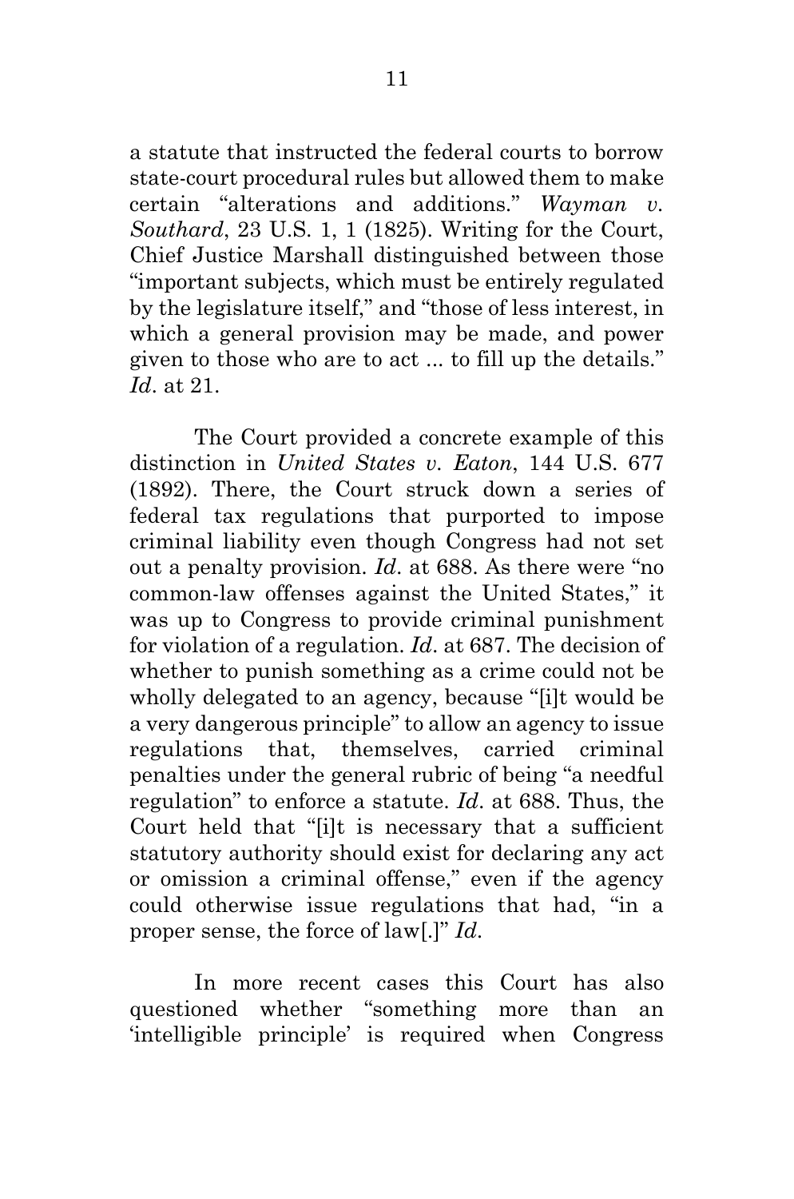a statute that instructed the federal courts to borrow state-court procedural rules but allowed them to make certain "alterations and additions." *Wayman v. Southard*, 23 U.S. 1, 1 (1825). Writing for the Court, Chief Justice Marshall distinguished between those "important subjects, which must be entirely regulated by the legislature itself," and "those of less interest, in which a general provision may be made, and power given to those who are to act ... to fill up the details." *Id*. at 21.

The Court provided a concrete example of this distinction in *United States v. Eaton*, 144 U.S. 677 (1892). There, the Court struck down a series of federal tax regulations that purported to impose criminal liability even though Congress had not set out a penalty provision. *Id*. at 688. As there were "no common-law offenses against the United States," it was up to Congress to provide criminal punishment for violation of a regulation. *Id*. at 687. The decision of whether to punish something as a crime could not be wholly delegated to an agency, because "[i]t would be a very dangerous principle" to allow an agency to issue regulations that, themselves, carried criminal penalties under the general rubric of being "a needful regulation" to enforce a statute. *Id*. at 688. Thus, the Court held that "[i]t is necessary that a sufficient statutory authority should exist for declaring any act or omission a criminal offense," even if the agency could otherwise issue regulations that had, "in a proper sense, the force of law[.]" *Id*.

In more recent cases this Court has also questioned whether "something more than an 'intelligible principle' is required when Congress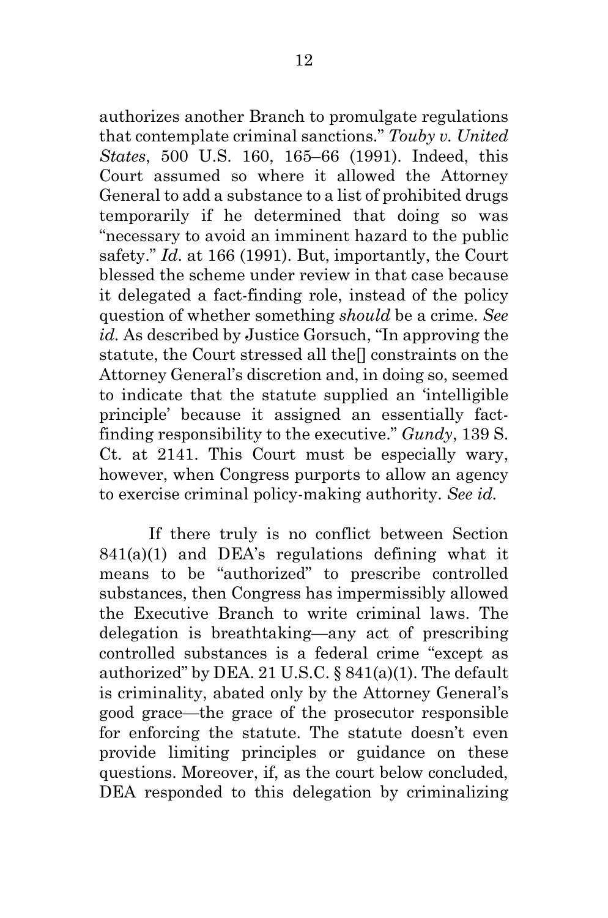authorizes another Branch to promulgate regulations that contemplate criminal sanctions." *Touby v. United States*, 500 U.S. 160, 165–66 (1991). Indeed, this Court assumed so where it allowed the Attorney General to add a substance to a list of prohibited drugs temporarily if he determined that doing so was "necessary to avoid an imminent hazard to the public safety." *Id*. at 166 (1991). But, importantly, the Court blessed the scheme under review in that case because it delegated a fact-finding role, instead of the policy question of whether something *should* be a crime. *See id.* As described by Justice Gorsuch, "In approving the statute, the Court stressed all the[] constraints on the Attorney General's discretion and, in doing so, seemed to indicate that the statute supplied an 'intelligible principle' because it assigned an essentially fact-finding responsibility to the executive." *Gundy*, 139 S. Ct. at 2141. This Court must be especially wary, however, when Congress purports to allow an agency to exercise criminal policy-making authority. *See id.*

If there truly is no conflict between Section 841(a)(1) and DEA's regulations defining what it means to be "authorized" to prescribe controlled substances, then Congress has impermissibly allowed the Executive Branch to write criminal laws. The delegation is breathtaking—any act of prescribing controlled substances is a federal crime "except as authorized" by DEA. 21 U.S.C. § 841(a)(1). The default is criminality, abated only by the Attorney General's good grace—the grace of the prosecutor responsible for enforcing the statute. The statute doesn't even provide limiting principles or guidance on these questions. Moreover, if, as the court below concluded, DEA responded to this delegation by criminalizing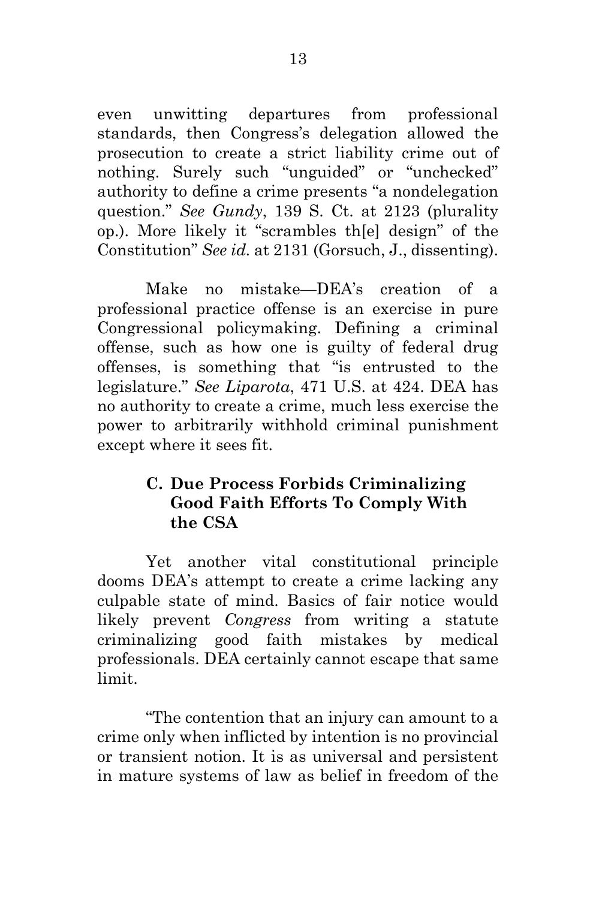even unwitting departures from professional standards, then Congress's delegation allowed the prosecution to create a strict liability crime out of nothing. Surely such "unguided" or "unchecked" authority to define a crime presents "a nondelegation question." *See Gundy*, 139 S. Ct. at 2123 (plurality op.). More likely it "scrambles th[e] design" of the Constitution" *See id.* at 2131 (Gorsuch, J., dissenting).

Make no mistake—DEA's creation of a professional practice offense is an exercise in pure Congressional policymaking. Defining a criminal offense, such as how one is guilty of federal drug offenses, is something that "is entrusted to the legislature." *See Liparota*, 471 U.S. at 424. DEA has no authority to create a crime, much less exercise the power to arbitrarily withhold criminal punishment except where it sees fit.

### C. Due Process Forbids Criminalizing Good Faith Efforts To Comply With the CSA

Yet another vital constitutional principle dooms DEA's attempt to create a crime lacking any culpable state of mind. Basics of fair notice would likely prevent *Congress* from writing a statute criminalizing good faith mistakes by medical professionals. DEA certainly cannot escape that same limit.

"The contention that an injury can amount to a crime only when inflicted by intention is no provincial or transient notion. It is as universal and persistent in mature systems of law as belief in freedom of the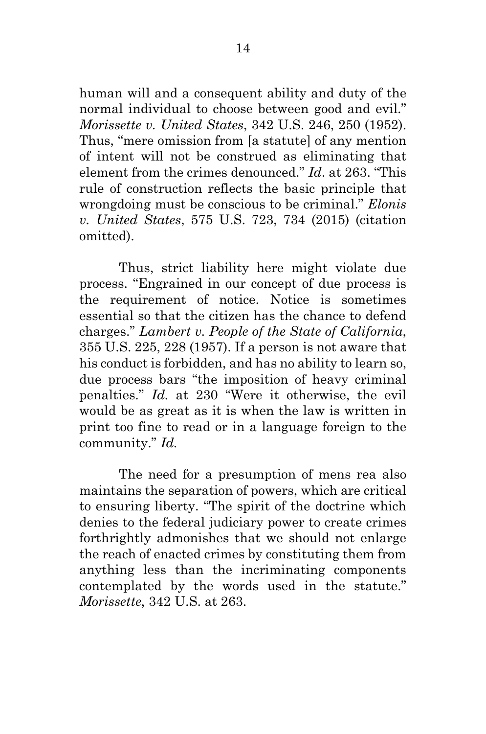human will and a consequent ability and duty of the normal individual to choose between good and evil." *Morissette v. United States*, 342 U.S. 246, 250 (1952). Thus, "mere omission from [a statute] of any mention of intent will not be construed as eliminating that element from the crimes denounced." *Id*. at 263. "This rule of construction reflects the basic principle that wrongdoing must be conscious to be criminal." *Elonis v. United States*, 575 U.S. 723, 734 (2015) (citation omitted).

Thus, strict liability here might violate due process. "Engrained in our concept of due process is the requirement of notice. Notice is sometimes essential so that the citizen has the chance to defend charges." *Lambert v. People of the State of California*, 355 U.S. 225, 228 (1957). If a person is not aware that his conduct is forbidden, and has no ability to learn so, due process bars "the imposition of heavy criminal penalties." *Id.* at 230 "Were it otherwise, the evil would be as great as it is when the law is written in print too fine to read or in a language foreign to the community." *Id.*

The need for a presumption of mens rea also maintains the separation of powers, which are critical to ensuring liberty. "The spirit of the doctrine which denies to the federal judiciary power to create crimes forthrightly admonishes that we should not enlarge the reach of enacted crimes by constituting them from anything less than the incriminating components contemplated by the words used in the statute." *Morissette*, 342 U.S. at 263.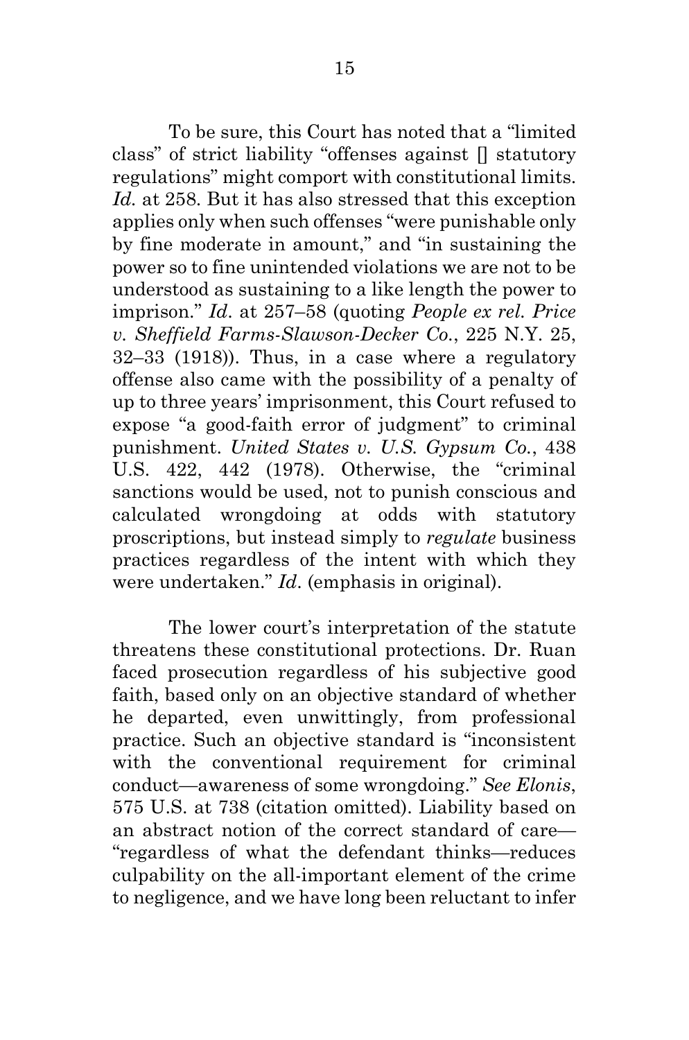To be sure, this Court has noted that a "limited class" of strict liability "offenses against [] statutory regulations" might comport with constitutional limits. *Id.* at 258. But it has also stressed that this exception applies only when such offenses "were punishable only by fine moderate in amount," and "in sustaining the power so to fine unintended violations we are not to be understood as sustaining to a like length the power to imprison." *Id*. at 257–58 (quoting *People ex rel. Price v. Sheffield Farms-Slawson-Decker Co.*, 225 N.Y. 25, 32–33 (1918)). Thus, in a case where a regulatory offense also came with the possibility of a penalty of up to three years' imprisonment, this Court refused to expose "a good-faith error of judgment" to criminal punishment. *United States v. U.S. Gypsum Co.*, 438 U.S. 422, 442 (1978). Otherwise, the "criminal sanctions would be used, not to punish conscious and calculated wrongdoing at odds with statutory proscriptions, but instead simply to *regulate* business practices regardless of the intent with which they were undertaken." *Id*. (emphasis in original).

The lower court's interpretation of the statute threatens these constitutional protections. Dr. Ruan faced prosecution regardless of his subjective good faith, based only on an objective standard of whether he departed, even unwittingly, from professional practice. Such an objective standard is "inconsistent with the conventional requirement for criminal conduct—awareness of some wrongdoing." *See Elonis*, 575 U.S. at 738 (citation omitted). Liability based on an abstract notion of the correct standard of care—"regardless of what the defendant thinks—reduces culpability on the all-important element of the crime to negligence, and we have long been reluctant to infer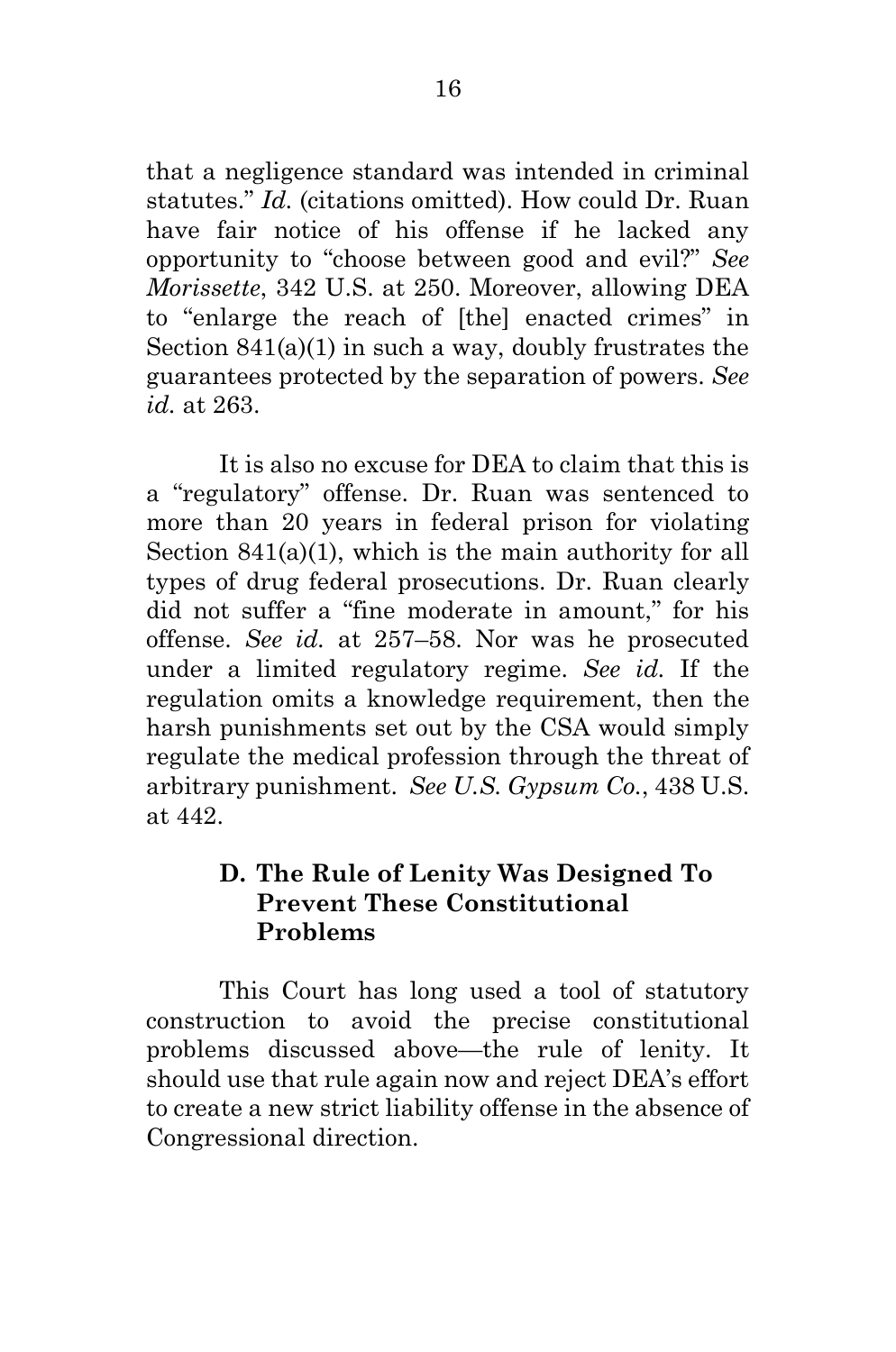that a negligence standard was intended in criminal statutes." *Id.* (citations omitted). How could Dr. Ruan have fair notice of his offense if he lacked any opportunity to "choose between good and evil?" *See Morissette*, 342 U.S. at 250. Moreover, allowing DEA to "enlarge the reach of [the] enacted crimes" in Section 841(a)(1) in such a way, doubly frustrates the guarantees protected by the separation of powers. *See id.* at 263.

It is also no excuse for DEA to claim that this is a "regulatory" offense. Dr. Ruan was sentenced to more than 20 years in federal prison for violating Section 841(a)(1), which is the main authority for all types of drug federal prosecutions. Dr. Ruan clearly did not suffer a "fine moderate in amount," for his offense. *See id.* at 257–58. Nor was he prosecuted under a limited regulatory regime. *See id.* If the regulation omits a knowledge requirement, then the harsh punishments set out by the CSA would simply regulate the medical profession through the threat of arbitrary punishment. *See U.S. Gypsum Co.*, 438 U.S. at 442.

### D. The Rule of Lenity Was Designed To Prevent These Constitutional Problems

This Court has long used a tool of statutory construction to avoid the precise constitutional problems discussed above—the rule of lenity. It should use that rule again now and reject DEA's effort to create a new strict liability offense in the absence of Congressional direction.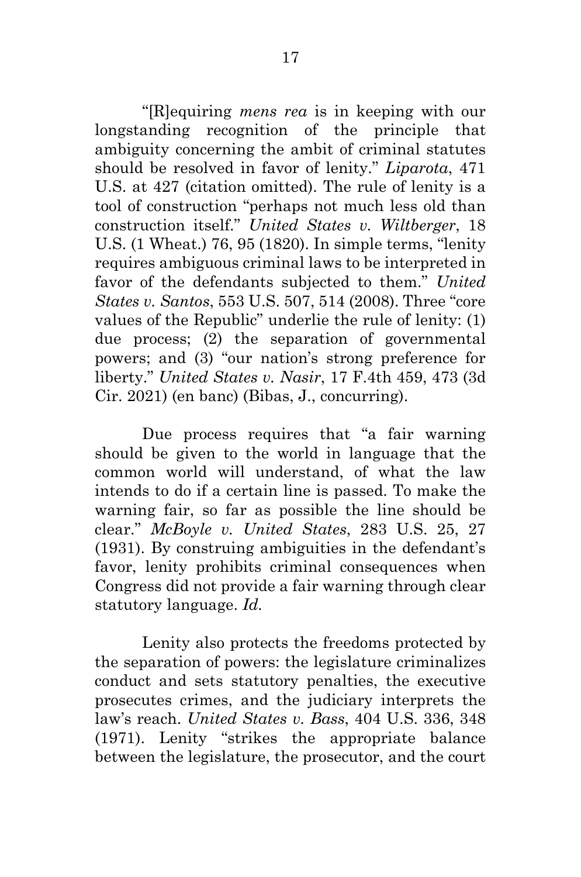"[R]equiring *mens rea* is in keeping with our longstanding recognition of the principle that ambiguity concerning the ambit of criminal statutes should be resolved in favor of lenity." *Liparota*, 471 U.S. at 427 (citation omitted). The rule of lenity is a tool of construction "perhaps not much less old than construction itself." *United States v. Wiltberger*, 18 U.S. (1 Wheat.) 76, 95 (1820). In simple terms, "lenity requires ambiguous criminal laws to be interpreted in favor of the defendants subjected to them." *United States v. Santos*, 553 U.S. 507, 514 (2008). Three "core values of the Republic" underlie the rule of lenity: (1) due process; (2) the separation of governmental powers; and (3) "our nation's strong preference for liberty." *United States v. Nasir*, 17 F.4th 459, 473 (3d Cir. 2021) (en banc) (Bibas, J., concurring).

Due process requires that "a fair warning should be given to the world in language that the common world will understand, of what the law intends to do if a certain line is passed. To make the warning fair, so far as possible the line should be clear." *McBoyle v. United States*, 283 U.S. 25, 27 (1931). By construing ambiguities in the defendant's favor, lenity prohibits criminal consequences when Congress did not provide a fair warning through clear statutory language. *Id.*

Lenity also protects the freedoms protected by the separation of powers: the legislature criminalizes conduct and sets statutory penalties, the executive prosecutes crimes, and the judiciary interprets the law's reach. *United States v. Bass*, 404 U.S. 336, 348 (1971). Lenity "strikes the appropriate balance between the legislature, the prosecutor, and the court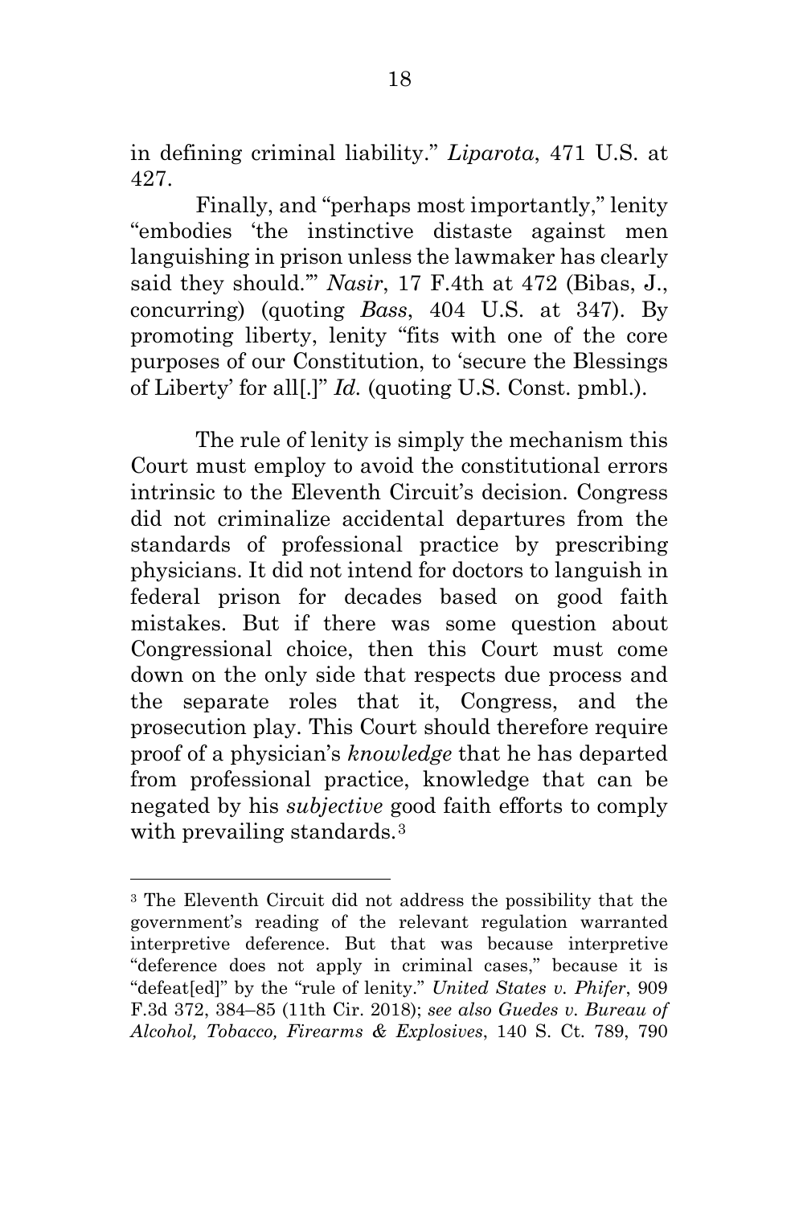in defining criminal liability." *Liparota*, 471 U.S. at 427.

Finally, and "perhaps most importantly," lenity "embodies 'the instinctive distaste against men languishing in prison unless the lawmaker has clearly said they should.'" *Nasir*, 17 F.4th at 472 (Bibas, J., concurring) (quoting *Bass*, 404 U.S. at 347). By promoting liberty, lenity "fits with one of the core purposes of our Constitution, to 'secure the Blessings of Liberty' for all[.]" *Id.* (quoting U.S. Const. pmbl.).

The rule of lenity is simply the mechanism this Court must employ to avoid the constitutional errors intrinsic to the Eleventh Circuit's decision. Congress did not criminalize accidental departures from the standards of professional practice by prescribing physicians. It did not intend for doctors to languish in federal prison for decades based on good faith mistakes. But if there was some question about Congressional choice, then this Court must come down on the only side that respects due process and the separate roles that it, Congress, and the prosecution play. This Court should therefore require proof of a physician's *knowledge* that he has departed from professional practice, knowledge that can be negated by his *subjective* good faith efforts to comply with prevailing standards.[3]

[3] The Eleventh Circuit did not address the possibility that the government's reading of the relevant regulation warranted interpretive deference. But that was because interpretive "deference does not apply in criminal cases," because it is "defeat[ed]" by the "rule of lenity." *United States v. Phifer*, 909 F.3d 372, 384–85 (11th Cir. 2018); *see also Guedes v. Bureau of Alcohol, Tobacco, Firearms & Explosives*, 140 S. Ct. 789, 790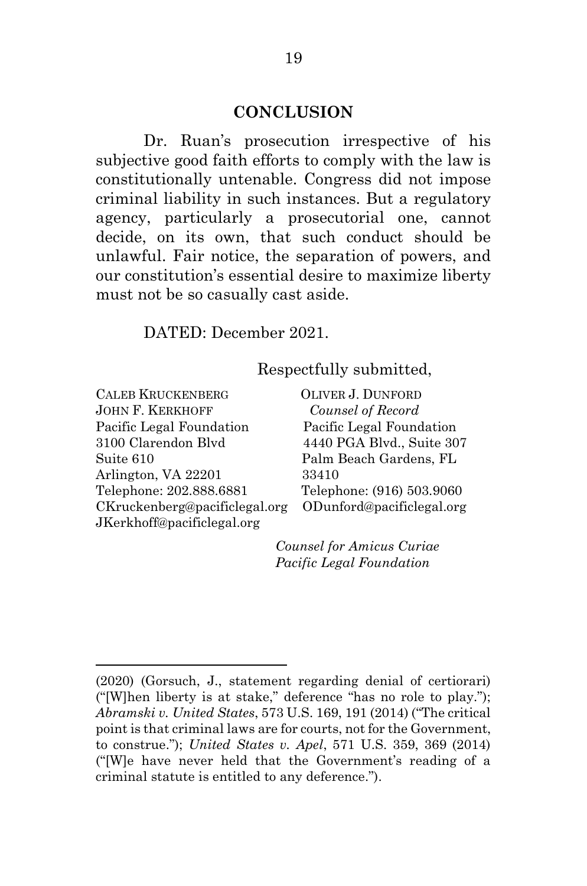## CONCLUSION

Dr. Ruan's prosecution irrespective of his subjective good faith efforts to comply with the law is constitutionally untenable. Congress did not impose criminal liability in such instances. But a regulatory agency, particularly a prosecutorial one, cannot decide, on its own, that such conduct should be unlawful. Fair notice, the separation of powers, and our constitution's essential desire to maximize liberty must not be so casually cast aside.

DATED: December 2021.

Respectfully submitted,

CALEB KRUCKENBERG
JOHN F. KERKHOFF
Pacific Legal Foundation
3100 Clarendon Blvd
Suite 610
Arlington, VA 22201
Telephone: 202.888.6881
CKruckenberg@pacificlegal.org
JKerkhoff@pacificlegal.org

OLIVER J. DUNFORD
*Counsel of Record*
Pacific Legal Foundation
4440 PGA Blvd., Suite 307
Palm Beach Gardens, FL 33410
Telephone: (916) 503.9060
ODunford@pacificlegal.org

*Counsel for Amicus Curiae Pacific Legal Foundation*

---

(2020) (Gorsuch, J., statement regarding denial of certiorari) ("[W]hen liberty is at stake," deference "has no role to play."); *Abramski v. United States*, 573 U.S. 169, 191 (2014) ("The critical point is that criminal laws are for courts, not for the Government, to construe."); *United States v. Apel*, 571 U.S. 359, 369 (2014) ("[W]e have never held that the Government's reading of a criminal statute is entitled to any deference.").